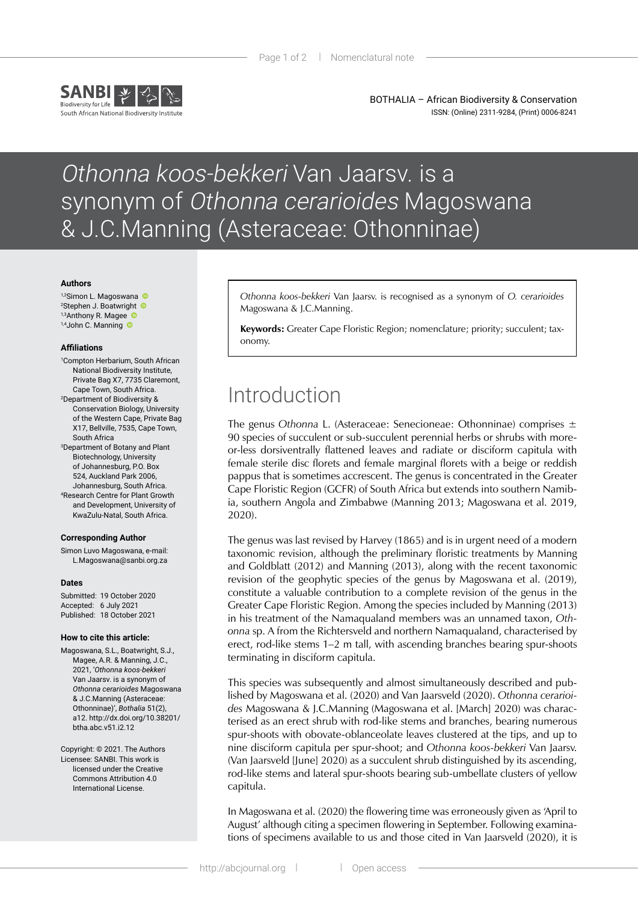BOTHALIA – African Biodiversity & Conservation
ISSN: (Online) 2311-9284, (Print) 0006-8241

# *Othonna koos-bekkeri* Van Jaarsv. is a synonym of *Othonna cerarioides* Magoswana & J.C.Manning (Asteraceae: Othonninae)

### Authors

[1,2]Simon L. Magoswana
[2]Stephen J. Boatwright
[1,3]Anthony R. Magee
[1,4]John C. Manning

### Affiliations

[1]Compton Herbarium, South African National Biodiversity Institute, Private Bag X7, 7735 Claremont, Cape Town, South Africa.
[2]Department of Biodiversity & Conservation Biology, University of the Western Cape, Private Bag X17, Bellville, 7535, Cape Town, South Africa
[3]Department of Botany and Plant Biotechnology, University of Johannesburg, P.O. Box 524, Auckland Park 2006, Johannesburg, South Africa.
[4]Research Centre for Plant Growth and Development, University of KwaZulu-Natal, South Africa.

### Corresponding Author

Simon Luvo Magoswana, e-mail: L.Magoswana@sanbi.org.za

### Dates

Submitted: 19 October 2020
Accepted: 6 July 2021
Published: 18 October 2021

### How to cite this article:

Magoswana, S.L., Boatwright, S.J., Magee, A.R. & Manning, J.C., 2021, '*Othonna koos-bekkeri* Van Jaarsv. is a synonym of *Othonna cerarioides* Magoswana & J.C.Manning (Asteraceae: Othonninae)', *Bothalia* 51(2), a12. http://dx.doi.org/10.38201/btha.abc.v51.i2.12

Copyright: © 2021. The Authors Licensee: SANBI. This work is licensed under the Creative Commons Attribution 4.0 International License.

---

*Othonna koos-bekkeri* Van Jaarsv. is recognised as a synonym of *O. cerarioides* Magoswana & J.C.Manning.

**Keywords:** Greater Cape Floristic Region; nomenclature; priority; succulent; taxonomy.

## Introduction

The genus *Othonna* L. (Asteraceae: Senecioneae: Othonninae) comprises ± 90 species of succulent or sub-succulent perennial herbs or shrubs with more-or-less dorsiventrally flattened leaves and radiate or disciform capitula with female sterile disc florets and female marginal florets with a beige or reddish pappus that is sometimes accrescent. The genus is concentrated in the Greater Cape Floristic Region (GCFR) of South Africa but extends into southern Namibia, southern Angola and Zimbabwe (Manning 2013; Magoswana et al. 2019, 2020).

The genus was last revised by Harvey (1865) and is in urgent need of a modern taxonomic revision, although the preliminary floristic treatments by Manning and Goldblatt (2012) and Manning (2013), along with the recent taxonomic revision of the geophytic species of the genus by Magoswana et al. (2019), constitute a valuable contribution to a complete revision of the genus in the Greater Cape Floristic Region. Among the species included by Manning (2013) in his treatment of the Namaqualand members was an unnamed taxon, *Othonna* sp. A from the Richtersveld and northern Namaqualand, characterised by erect, rod-like stems 1–2 m tall, with ascending branches bearing spur-shoots terminating in disciform capitula.

This species was subsequently and almost simultaneously described and published by Magoswana et al. (2020) and Van Jaarsveld (2020). *Othonna cerarioides* Magoswana & J.C.Manning (Magoswana et al. [March] 2020) was characterised as an erect shrub with rod-like stems and branches, bearing numerous spur-shoots with obovate-oblanceolate leaves clustered at the tips, and up to nine disciform capitula per spur-shoot; and *Othonna koos-bekkeri* Van Jaarsv. (Van Jaarsveld [June] 2020) as a succulent shrub distinguished by its ascending, rod-like stems and lateral spur-shoots bearing sub-umbellate clusters of yellow capitula.

In Magoswana et al. (2020) the flowering time was erroneously given as 'April to August' although citing a specimen flowering in September. Following examinations of specimens available to us and those cited in Van Jaarsveld (2020), it is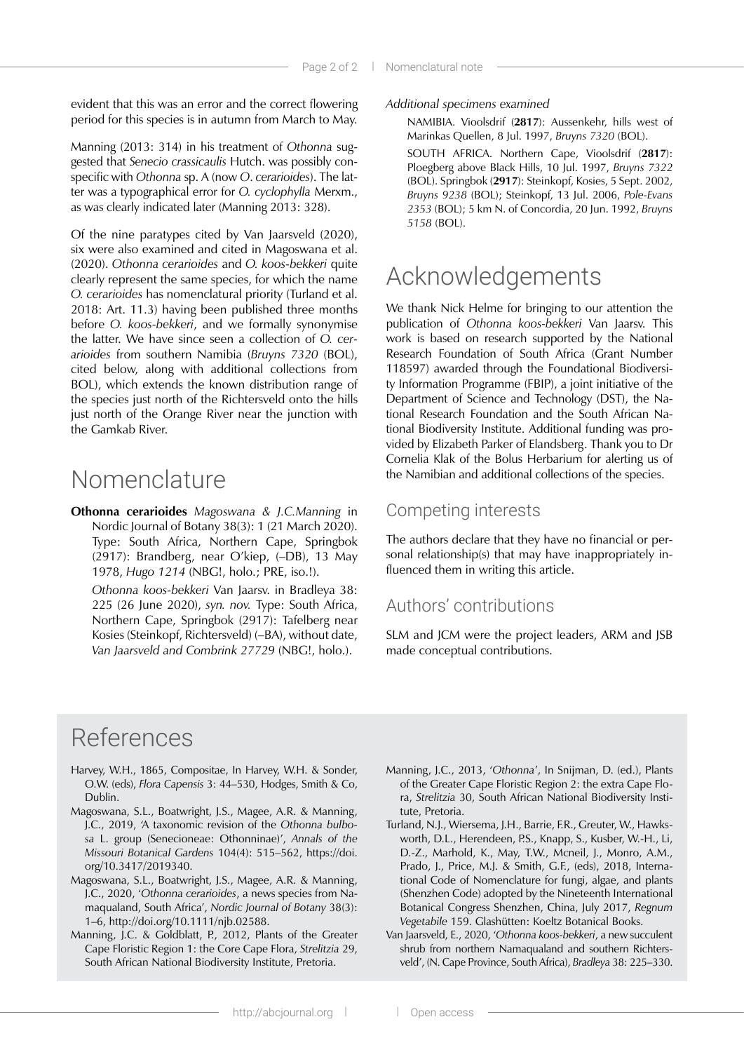evident that this was an error and the correct flowering period for this species is in autumn from March to May.

Manning (2013: 314) in his treatment of *Othonna* suggested that *Senecio crassicaulis* Hutch. was possibly conspecific with *Othonna* sp. A (now *O. cerarioides*). The latter was a typographical error for *O. cyclophylla* Merxm., as was clearly indicated later (Manning 2013: 328).

Of the nine paratypes cited by Van Jaarsveld (2020), six were also examined and cited in Magoswana et al. (2020). *Othonna cerarioides* and *O. koos-bekkeri* quite clearly represent the same species, for which the name *O. cerarioides* has nomenclatural priority (Turland et al. 2018: Art. 11.3) having been published three months before *O. koos-bekkeri*, and we formally synonymise the latter. We have since seen a collection of *O. cerarioides* from southern Namibia (*Bruyns 7320* (BOL), cited below, along with additional collections from BOL), which extends the known distribution range of the species just north of the Richtersveld onto the hills just north of the Orange River near the junction with the Gamkab River.

# Nomenclature

**Othonna cerarioides** *Magoswana & J.C.Manning* in Nordic Journal of Botany 38(3): 1 (21 March 2020). Type: South Africa, Northern Cape, Springbok (2917): Brandberg, near O'kiep, (–DB), 13 May 1978, *Hugo 1214* (NBG!, holo.; PRE, iso.!).

*Othonna koos-bekkeri* Van Jaarsv. in Bradleya 38: 225 (26 June 2020), *syn. nov.* Type: South Africa, Northern Cape, Springbok (2917): Tafelberg near Kosies (Steinkopf, Richtersveld) (–BA), without date, *Van Jaarsveld and Combrink 27729* (NBG!, holo.).

*Additional specimens examined*

NAMIBIA. Vioolsdrif (**2817**): Aussenkehr, hills west of Marinkas Quellen, 8 Jul. 1997, *Bruyns 7320* (BOL).

SOUTH AFRICA. Northern Cape, Vioolsdrif (**2817**): Ploegberg above Black Hills, 10 Jul. 1997, *Bruyns 7322* (BOL). Springbok (**2917**): Steinkopf, Kosies, 5 Sept. 2002, *Bruyns 9238* (BOL); Steinkopf, 13 Jul. 2006, *Pole-Evans 2353* (BOL); 5 km N. of Concordia, 20 Jun. 1992, *Bruyns 5158* (BOL).

# Acknowledgements

We thank Nick Helme for bringing to our attention the publication of *Othonna koos-bekkeri* Van Jaarsv. This work is based on research supported by the National Research Foundation of South Africa (Grant Number 118597) awarded through the Foundational Biodiversity Information Programme (FBIP), a joint initiative of the Department of Science and Technology (DST), the National Research Foundation and the South African National Biodiversity Institute. Additional funding was provided by Elizabeth Parker of Elandsberg. Thank you to Dr Cornelia Klak of the Bolus Herbarium for alerting us of the Namibian and additional collections of the species.

## Competing interests

The authors declare that they have no financial or personal relationship(s) that may have inappropriately influenced them in writing this article.

## Authors' contributions

SLM and JCM were the project leaders, ARM and JSB made conceptual contributions.

# References

Harvey, W.H., 1865, Compositae, In Harvey, W.H. & Sonder, O.W. (eds), *Flora Capensis* 3: 44–530, Hodges, Smith & Co, Dublin.

Magoswana, S.L., Boatwright, J.S., Magee, A.R. & Manning, J.C., 2019, 'A taxonomic revision of the *Othonna bulbosa* L. group (Senecioneae: Othonninae)', *Annals of the Missouri Botanical Gardens* 104(4): 515–562, https://doi.org/10.3417/2019340.

Magoswana, S.L., Boatwright, J.S., Magee, A.R. & Manning, J.C., 2020, '*Othonna cerarioides*, a news species from Namaqualand, South Africa', *Nordic Journal of Botany* 38(3): 1–6, http://doi.org/10.1111/njb.02588.

Manning, J.C. & Goldblatt, P., 2012, Plants of the Greater Cape Floristic Region 1: the Core Cape Flora, *Strelitzia* 29, South African National Biodiversity Institute, Pretoria.

Manning, J.C., 2013, '*Othonna*', In Snijman, D. (ed.), Plants of the Greater Cape Floristic Region 2: the extra Cape Flora, *Strelitzia* 30, South African National Biodiversity Institute, Pretoria.

Turland, N.J., Wiersema, J.H., Barrie, F.R., Greuter, W., Hawksworth, D.L., Herendeen, P.S., Knapp, S., Kusber, W.-H., Li, D.-Z., Marhold, K., May, T.W., Mcneil, J., Monro, A.M., Prado, J., Price, M.J. & Smith, G.F., (eds), 2018, International Code of Nomenclature for fungi, algae, and plants (Shenzhen Code) adopted by the Nineteenth International Botanical Congress Shenzhen, China, July 2017, *Regnum Vegetabile* 159. Glashütten: Koeltz Botanical Books.

Van Jaarsveld, E., 2020, '*Othonna koos-bekkeri*, a new succulent shrub from northern Namaqualand and southern Richtersveld', (N. Cape Province, South Africa), *Bradleya* 38: 225–330.